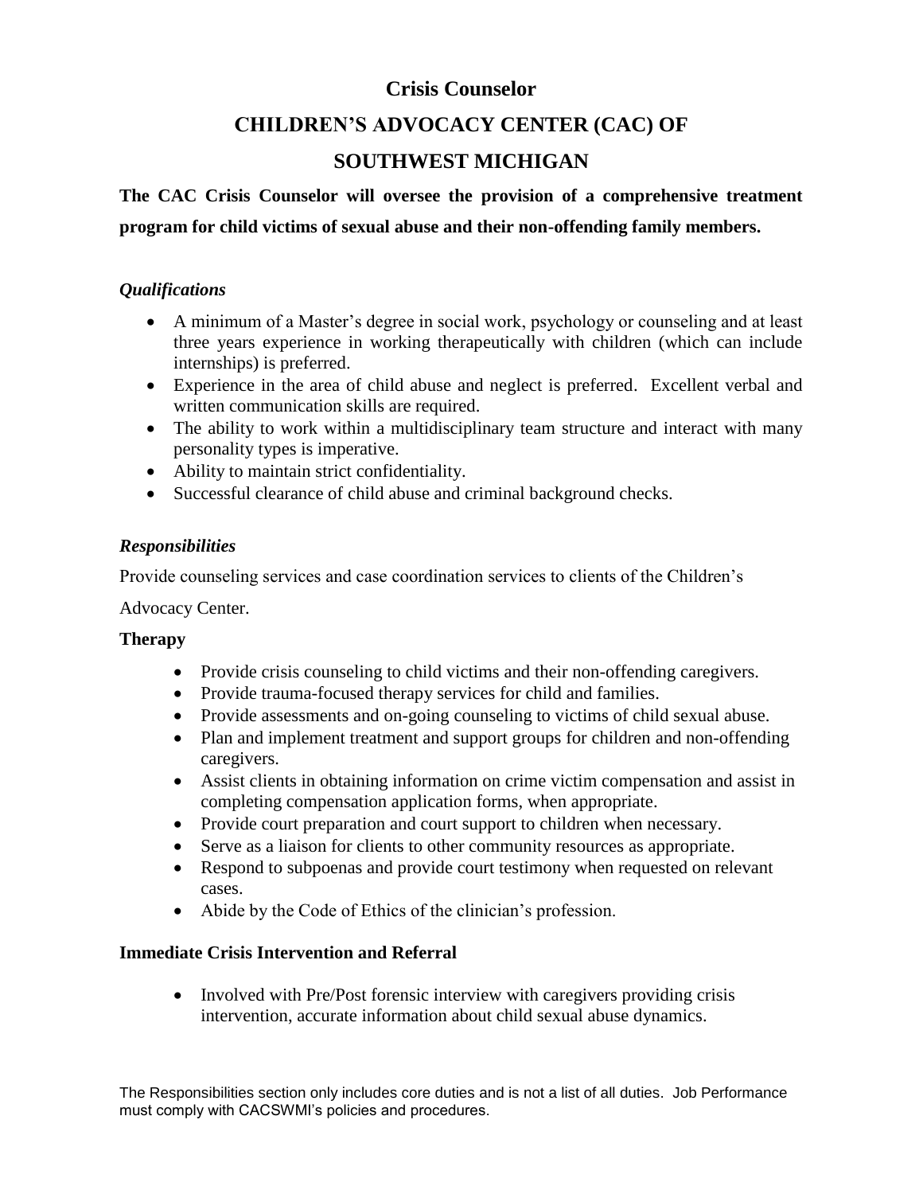# Crisis Counselor

# CHILDREN'S ADVOCACY CENTER (CAC) OF SOUTHWEST MICHIGAN

**The CAC Crisis Counselor will oversee the provision of a comprehensive treatment program for child victims of sexual abuse and their non-offending family members.**

### *Qualifications*

- A minimum of a Master's degree in social work, psychology or counseling and at least three years experience in working therapeutically with children (which can include internships) is preferred.
- Experience in the area of child abuse and neglect is preferred. Excellent verbal and written communication skills are required.
- The ability to work within a multidisciplinary team structure and interact with many personality types is imperative.
- Ability to maintain strict confidentiality.
- Successful clearance of child abuse and criminal background checks.

### *Responsibilities*

Provide counseling services and case coordination services to clients of the Children's Advocacy Center.

**Therapy**

- Provide crisis counseling to child victims and their non-offending caregivers.
- Provide trauma-focused therapy services for child and families.
- Provide assessments and on-going counseling to victims of child sexual abuse.
- Plan and implement treatment and support groups for children and non-offending caregivers.
- Assist clients in obtaining information on crime victim compensation and assist in completing compensation application forms, when appropriate.
- Provide court preparation and court support to children when necessary.
- Serve as a liaison for clients to other community resources as appropriate.
- Respond to subpoenas and provide court testimony when requested on relevant cases.
- Abide by the Code of Ethics of the clinician's profession.

**Immediate Crisis Intervention and Referral**

- Involved with Pre/Post forensic interview with caregivers providing crisis intervention, accurate information about child sexual abuse dynamics.

The Responsibilities section only includes core duties and is not a list of all duties. Job Performance must comply with CACSWMI's policies and procedures.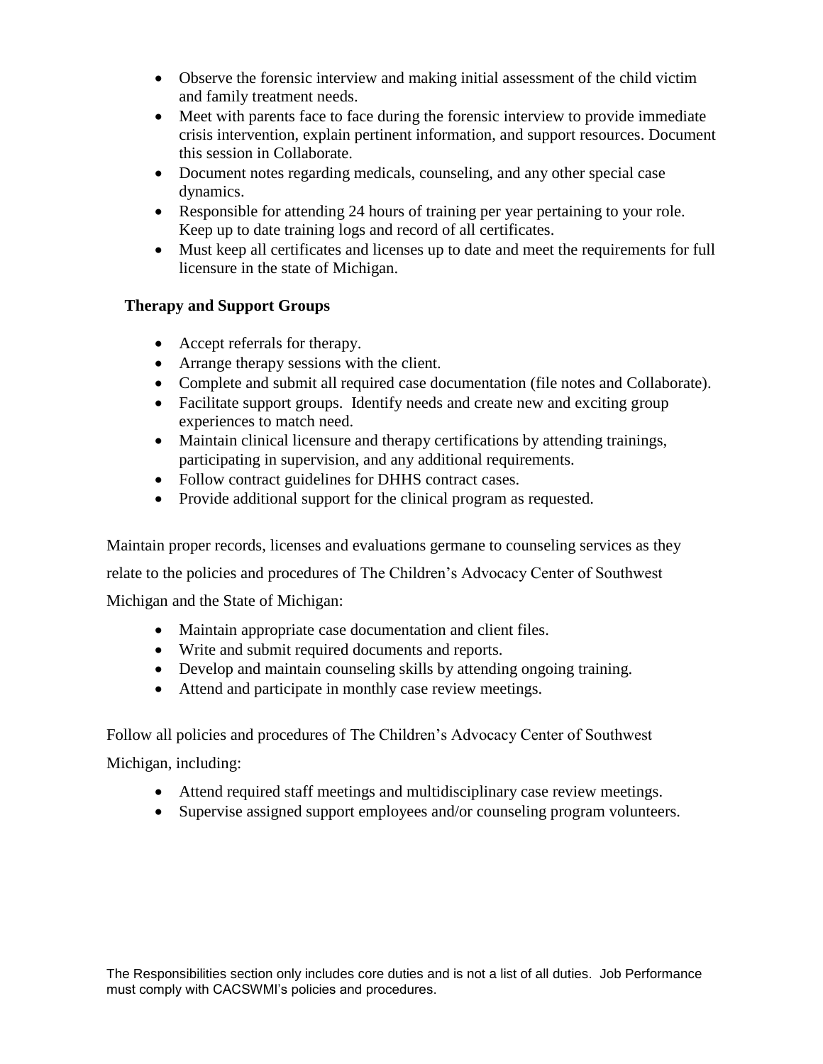- Observe the forensic interview and making initial assessment of the child victim and family treatment needs.
- Meet with parents face to face during the forensic interview to provide immediate crisis intervention, explain pertinent information, and support resources. Document this session in Collaborate.
- Document notes regarding medicals, counseling, and any other special case dynamics.
- Responsible for attending 24 hours of training per year pertaining to your role. Keep up to date training logs and record of all certificates.
- Must keep all certificates and licenses up to date and meet the requirements for full licensure in the state of Michigan.

**Therapy and Support Groups**

- Accept referrals for therapy.
- Arrange therapy sessions with the client.
- Complete and submit all required case documentation (file notes and Collaborate).
- Facilitate support groups. Identify needs and create new and exciting group experiences to match need.
- Maintain clinical licensure and therapy certifications by attending trainings, participating in supervision, and any additional requirements.
- Follow contract guidelines for DHHS contract cases.
- Provide additional support for the clinical program as requested.

Maintain proper records, licenses and evaluations germane to counseling services as they relate to the policies and procedures of The Children's Advocacy Center of Southwest Michigan and the State of Michigan:

- Maintain appropriate case documentation and client files.
- Write and submit required documents and reports.
- Develop and maintain counseling skills by attending ongoing training.
- Attend and participate in monthly case review meetings.

Follow all policies and procedures of The Children's Advocacy Center of Southwest Michigan, including:

- Attend required staff meetings and multidisciplinary case review meetings.
- Supervise assigned support employees and/or counseling program volunteers.

The Responsibilities section only includes core duties and is not a list of all duties. Job Performance must comply with CACSWMI's policies and procedures.